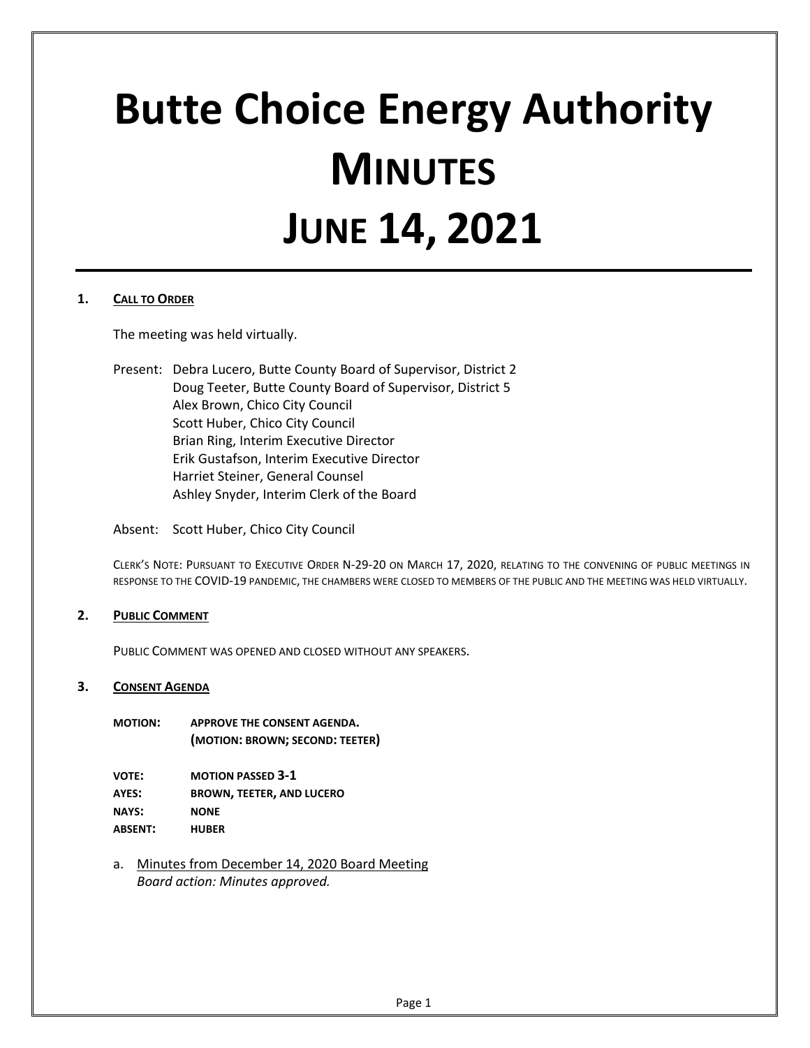# Butte Choice Energy Authority
# MINUTES
# JUNE 14, 2021

## 1. CALL TO ORDER

The meeting was held virtually.

Present: Debra Lucero, Butte County Board of Supervisor, District 2
Doug Teeter, Butte County Board of Supervisor, District 5
Alex Brown, Chico City Council
Scott Huber, Chico City Council
Brian Ring, Interim Executive Director
Erik Gustafson, Interim Executive Director
Harriet Steiner, General Counsel
Ashley Snyder, Interim Clerk of the Board

Absent: Scott Huber, Chico City Council

CLERK'S NOTE: PURSUANT TO EXECUTIVE ORDER N-29-20 ON MARCH 17, 2020, RELATING TO THE CONVENING OF PUBLIC MEETINGS IN RESPONSE TO THE COVID-19 PANDEMIC, THE CHAMBERS WERE CLOSED TO MEMBERS OF THE PUBLIC AND THE MEETING WAS HELD VIRTUALLY.

## 2. PUBLIC COMMENT

PUBLIC COMMENT WAS OPENED AND CLOSED WITHOUT ANY SPEAKERS.

## 3. CONSENT AGENDA

**MOTION:** **APPROVE THE CONSENT AGENDA.**
**(MOTION: BROWN; SECOND: TEETER)**

**VOTE:** **MOTION PASSED 3-1**
**AYES:** **BROWN, TEETER, AND LUCERO**
**NAYS:** **NONE**
**ABSENT:** **HUBER**

a. Minutes from December 14, 2020 Board Meeting
*Board action: Minutes approved.*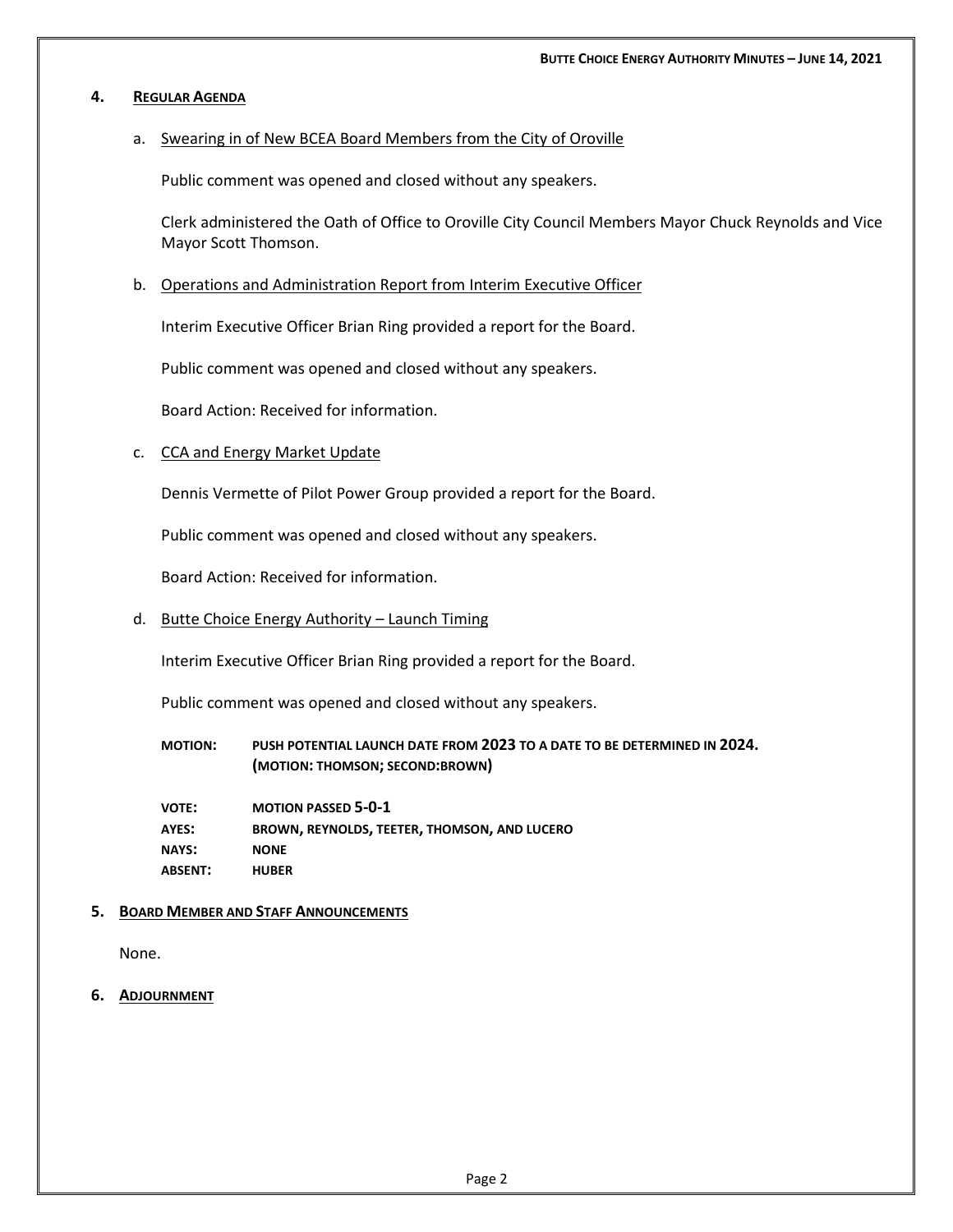## 4. REGULAR AGENDA

a. Swearing in of New BCEA Board Members from the City of Oroville

Public comment was opened and closed without any speakers.

Clerk administered the Oath of Office to Oroville City Council Members Mayor Chuck Reynolds and Vice Mayor Scott Thomson.

b. Operations and Administration Report from Interim Executive Officer

Interim Executive Officer Brian Ring provided a report for the Board.

Public comment was opened and closed without any speakers.

Board Action: Received for information.

c. CCA and Energy Market Update

Dennis Vermette of Pilot Power Group provided a report for the Board.

Public comment was opened and closed without any speakers.

Board Action: Received for information.

d. Butte Choice Energy Authority – Launch Timing

Interim Executive Officer Brian Ring provided a report for the Board.

Public comment was opened and closed without any speakers.

**MOTION:** **PUSH POTENTIAL LAUNCH DATE FROM 2023 TO A DATE TO BE DETERMINED IN 2024. (MOTION: THOMSON; SECOND:BROWN)**

**VOTE:** **MOTION PASSED 5-0-1**
**AYES:** **BROWN, REYNOLDS, TEETER, THOMSON, AND LUCERO**
**NAYS:** **NONE**
**ABSENT:** **HUBER**

## 5. BOARD MEMBER AND STAFF ANNOUNCEMENTS

None.

## 6. ADJOURNMENT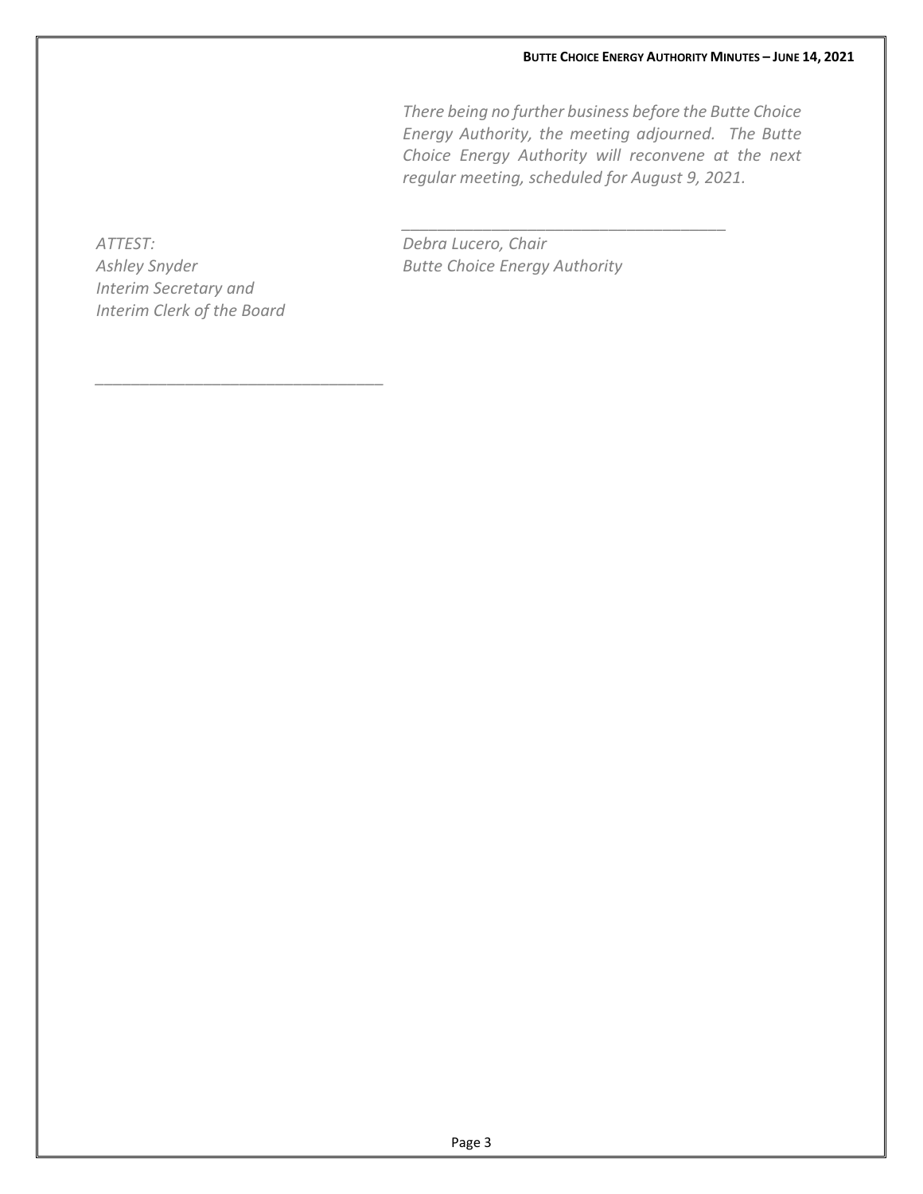*There being no further business before the Butte Choice Energy Authority, the meeting adjourned. The Butte Choice Energy Authority will reconvene at the next regular meeting, scheduled for August 9, 2021.*

_____________________________________

*Debra Lucero, Chair*
*Butte Choice Energy Authority*

*ATTEST:*
*Ashley Snyder*
*Interim Secretary and*
*Interim Clerk of the Board*

_____________________________________